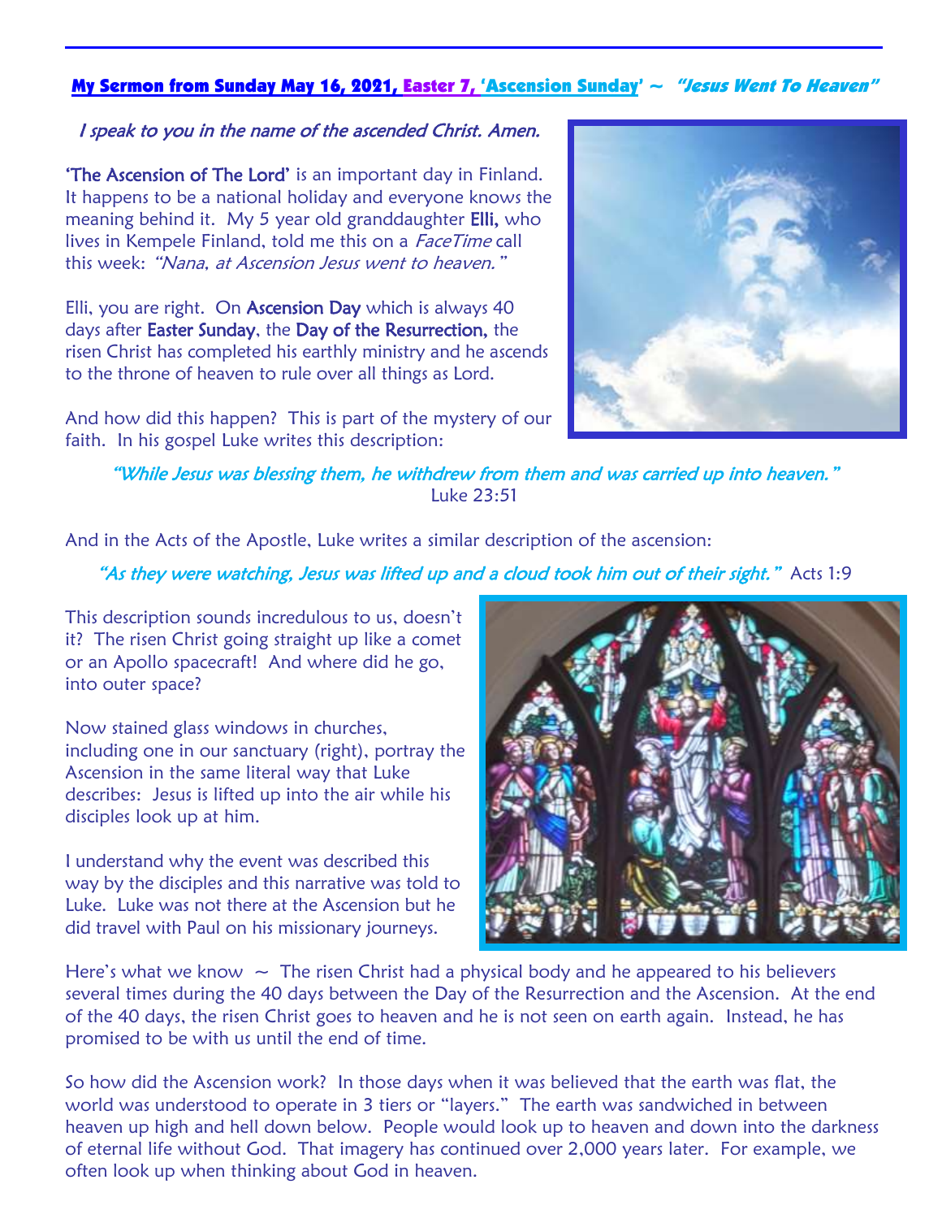**My Sermon from Sunday May 16, 2021, Easter 7, 'Ascension Sunday' ~ *"Jesus Went To Heaven"***

*I speak to you in the name of the ascended Christ. Amen.*

'The Ascension of The Lord' is an important day in Finland. It happens to be a national holiday and everyone knows the meaning behind it. My 5 year old granddaughter Elli, who lives in Kempele Finland, told me this on a *FaceTime* call this week: *"Nana, at Ascension Jesus went to heaven."*

Elli, you are right. On Ascension Day which is always 40 days after Easter Sunday, the Day of the Resurrection, the risen Christ has completed his earthly ministry and he ascends to the throne of heaven to rule over all things as Lord.

And how did this happen? This is part of the mystery of our faith. In his gospel Luke writes this description:

*"While Jesus was blessing them, he withdrew from them and was carried up into heaven."* Luke 23:51

And in the Acts of the Apostle, Luke writes a similar description of the ascension:

*"As they were watching, Jesus was lifted up and a cloud took him out of their sight."* Acts 1:9

This description sounds incredulous to us, doesn't it? The risen Christ going straight up like a comet or an Apollo spacecraft! And where did he go, into outer space?

Now stained glass windows in churches, including one in our sanctuary (right), portray the Ascension in the same literal way that Luke describes: Jesus is lifted up into the air while his disciples look up at him.

I understand why the event was described this way by the disciples and this narrative was told to Luke. Luke was not there at the Ascension but he did travel with Paul on his missionary journeys.

Here's what we know ~ The risen Christ had a physical body and he appeared to his believers several times during the 40 days between the Day of the Resurrection and the Ascension. At the end of the 40 days, the risen Christ goes to heaven and he is not seen on earth again. Instead, he has promised to be with us until the end of time.

So how did the Ascension work? In those days when it was believed that the earth was flat, the world was understood to operate in 3 tiers or "layers." The earth was sandwiched in between heaven up high and hell down below. People would look up to heaven and down into the darkness of eternal life without God. That imagery has continued over 2,000 years later. For example, we often look up when thinking about God in heaven.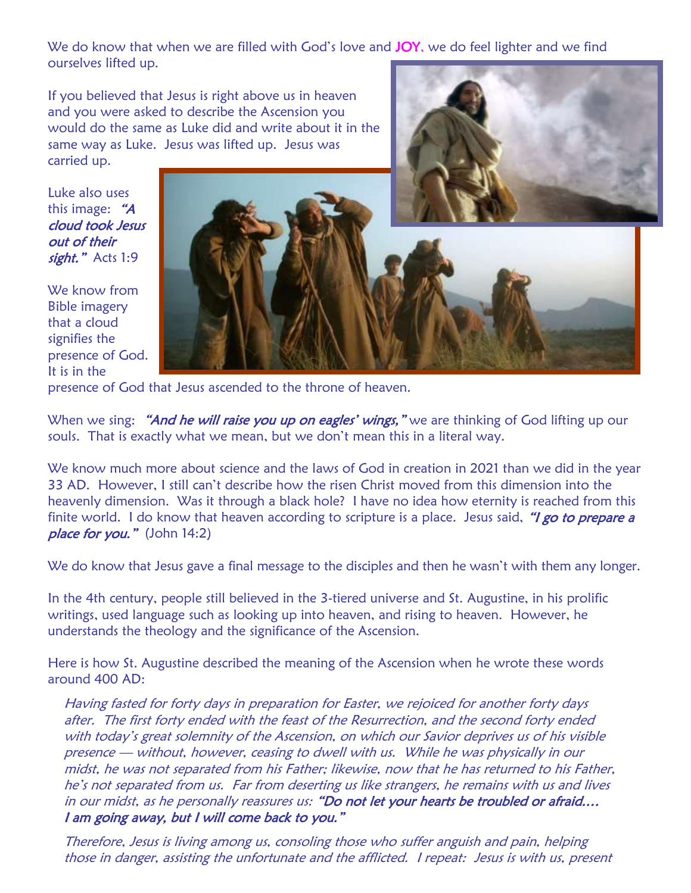We do know that when we are filled with God's love and **JOY**, we do feel lighter and we find ourselves lifted up.

If you believed that Jesus is right above us in heaven and you were asked to describe the Ascension you would do the same as Luke did and write about it in the same way as Luke. Jesus was lifted up. Jesus was carried up.

Luke also uses this image: *"A cloud took Jesus out of their sight."* Acts 1:9

We know from Bible imagery that a cloud signifies the presence of God. It is in the presence of God that Jesus ascended to the throne of heaven.

When we sing: *"And he will raise you up on eagles' wings,"* we are thinking of God lifting up our souls. That is exactly what we mean, but we don't mean this in a literal way.

We know much more about science and the laws of God in creation in 2021 than we did in the year 33 AD. However, I still can't describe how the risen Christ moved from this dimension into the heavenly dimension. Was it through a black hole? I have no idea how eternity is reached from this finite world. I do know that heaven according to scripture is a place. Jesus said, *"I go to prepare a place for you."* (John 14:2)

We do know that Jesus gave a final message to the disciples and then he wasn't with them any longer.

In the 4th century, people still believed in the 3-tiered universe and St. Augustine, in his prolific writings, used language such as looking up into heaven, and rising to heaven. However, he understands the theology and the significance of the Ascension.

Here is how St. Augustine described the meaning of the Ascension when he wrote these words around 400 AD:

> *Having fasted for forty days in preparation for Easter, we rejoiced for another forty days after. The first forty ended with the feast of the Resurrection, and the second forty ended with today's great solemnity of the Ascension, on which our Savior deprives us of his visible presence — without, however, ceasing to dwell with us. While he was physically in our midst, he was not separated from his Father; likewise, now that he has returned to his Father, he's not separated from us. Far from deserting us like strangers, he remains with us and lives in our midst, as he personally reassures us:* "Do not let your hearts be troubled or afraid…. I am going away, but I will come back to you."
>
> *Therefore, Jesus is living among us, consoling those who suffer anguish and pain, helping those in danger, assisting the unfortunate and the afflicted. I repeat: Jesus is with us, present*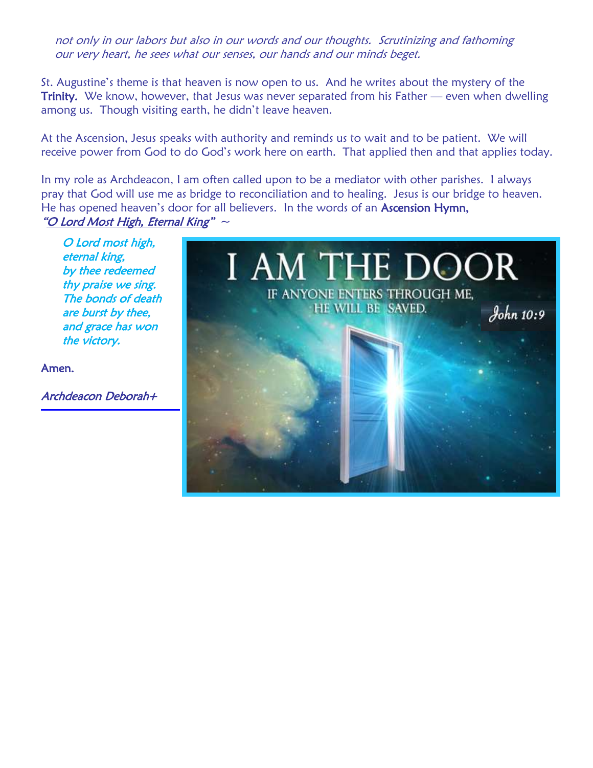*not only in our labors but also in our words and our thoughts. Scrutinizing and fathoming our very heart, he sees what our senses, our hands and our minds beget.*

St. Augustine's theme is that heaven is now open to us. And he writes about the mystery of the **Trinity.** We know, however, that Jesus was never separated from his Father — even when dwelling among us. Though visiting earth, he didn't leave heaven.

At the Ascension, Jesus speaks with authority and reminds us to wait and to be patient. We will receive power from God to do God's work here on earth. That applied then and that applies today.

In my role as Archdeacon, I am often called upon to be a mediator with other parishes. I always pray that God will use me as bridge to reconciliation and to healing. Jesus is our bridge to heaven. He has opened heaven's door for all believers. In the words of an **Ascension Hymn,** *"O Lord Most High, Eternal King"* ~

*O Lord most high,*
*eternal king,*
*by thee redeemed*
*thy praise we sing.*
*The bonds of death*
*are burst by thee,*
*and grace has won*
*the victory.*

Amen.

*Archdeacon Deborah+*

I AM THE DOOR

IF ANYONE ENTERS THROUGH ME, HE WILL BE SAVED.

John 10:9